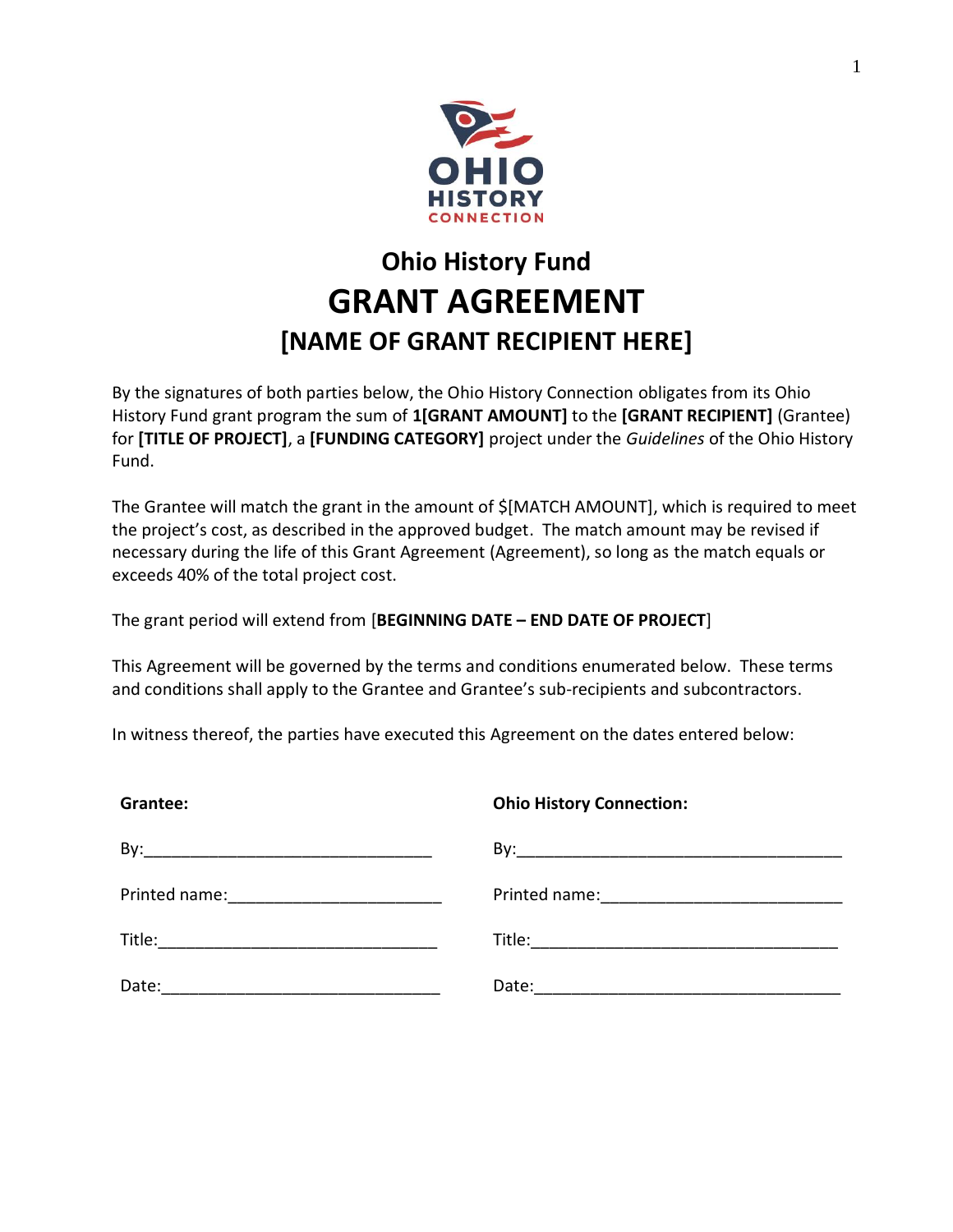# Ohio History Fund

# GRANT AGREEMENT

## [NAME OF GRANT RECIPIENT HERE]

By the signatures of both parties below, the Ohio History Connection obligates from its Ohio History Fund grant program the sum of **1[GRANT AMOUNT]** to the **[GRANT RECIPIENT]** (Grantee) for **[TITLE OF PROJECT]**, a **[FUNDING CATEGORY]** project under the *Guidelines* of the Ohio History Fund.

The Grantee will match the grant in the amount of $[MATCH AMOUNT], which is required to meet the project's cost, as described in the approved budget. The match amount may be revised if necessary during the life of this Grant Agreement (Agreement), so long as the match equals or exceeds 40% of the total project cost.

The grant period will extend from [**BEGINNING DATE – END DATE OF PROJECT**]

This Agreement will be governed by the terms and conditions enumerated below. These terms and conditions shall apply to the Grantee and Grantee's sub-recipients and subcontractors.

In witness thereof, the parties have executed this Agreement on the dates entered below:

| **Grantee:** | **Ohio History Connection:** |
|---|---|
| By:_______________________________ | By:___________________________________ |
| Printed name:______________________ | Printed name:_________________________ |
| Title:_____________________________ | Title:________________________________ |
| Date:_____________________________ | Date:________________________________ |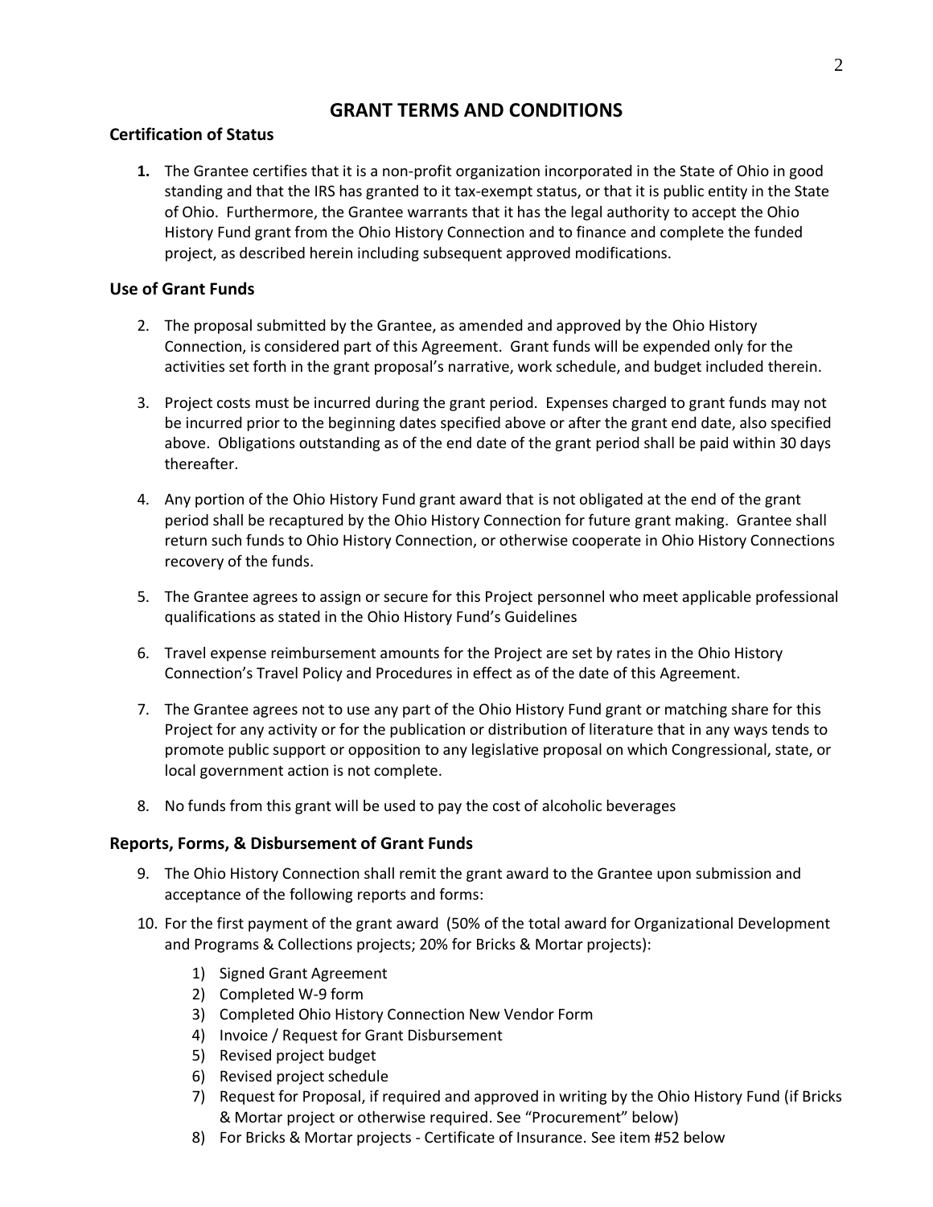# GRANT TERMS AND CONDITIONS

### Certification of Status

1. The Grantee certifies that it is a non-profit organization incorporated in the State of Ohio in good standing and that the IRS has granted to it tax-exempt status, or that it is public entity in the State of Ohio. Furthermore, the Grantee warrants that it has the legal authority to accept the Ohio History Fund grant from the Ohio History Connection and to finance and complete the funded project, as described herein including subsequent approved modifications.

### Use of Grant Funds

2. The proposal submitted by the Grantee, as amended and approved by the Ohio History Connection, is considered part of this Agreement. Grant funds will be expended only for the activities set forth in the grant proposal's narrative, work schedule, and budget included therein.
3. Project costs must be incurred during the grant period. Expenses charged to grant funds may not be incurred prior to the beginning dates specified above or after the grant end date, also specified above. Obligations outstanding as of the end date of the grant period shall be paid within 30 days thereafter.
4. Any portion of the Ohio History Fund grant award that is not obligated at the end of the grant period shall be recaptured by the Ohio History Connection for future grant making. Grantee shall return such funds to Ohio History Connection, or otherwise cooperate in Ohio History Connections recovery of the funds.
5. The Grantee agrees to assign or secure for this Project personnel who meet applicable professional qualifications as stated in the Ohio History Fund's Guidelines
6. Travel expense reimbursement amounts for the Project are set by rates in the Ohio History Connection's Travel Policy and Procedures in effect as of the date of this Agreement.
7. The Grantee agrees not to use any part of the Ohio History Fund grant or matching share for this Project for any activity or for the publication or distribution of literature that in any ways tends to promote public support or opposition to any legislative proposal on which Congressional, state, or local government action is not complete.
8. No funds from this grant will be used to pay the cost of alcoholic beverages

### Reports, Forms, & Disbursement of Grant Funds

9. The Ohio History Connection shall remit the grant award to the Grantee upon submission and acceptance of the following reports and forms:
10. For the first payment of the grant award (50% of the total award for Organizational Development and Programs & Collections projects; 20% for Bricks & Mortar projects):
    1) Signed Grant Agreement
    2) Completed W-9 form
    3) Completed Ohio History Connection New Vendor Form
    4) Invoice / Request for Grant Disbursement
    5) Revised project budget
    6) Revised project schedule
    7) Request for Proposal, if required and approved in writing by the Ohio History Fund (if Bricks & Mortar project or otherwise required. See "Procurement" below)
    8) For Bricks & Mortar projects - Certificate of Insurance. See item #52 below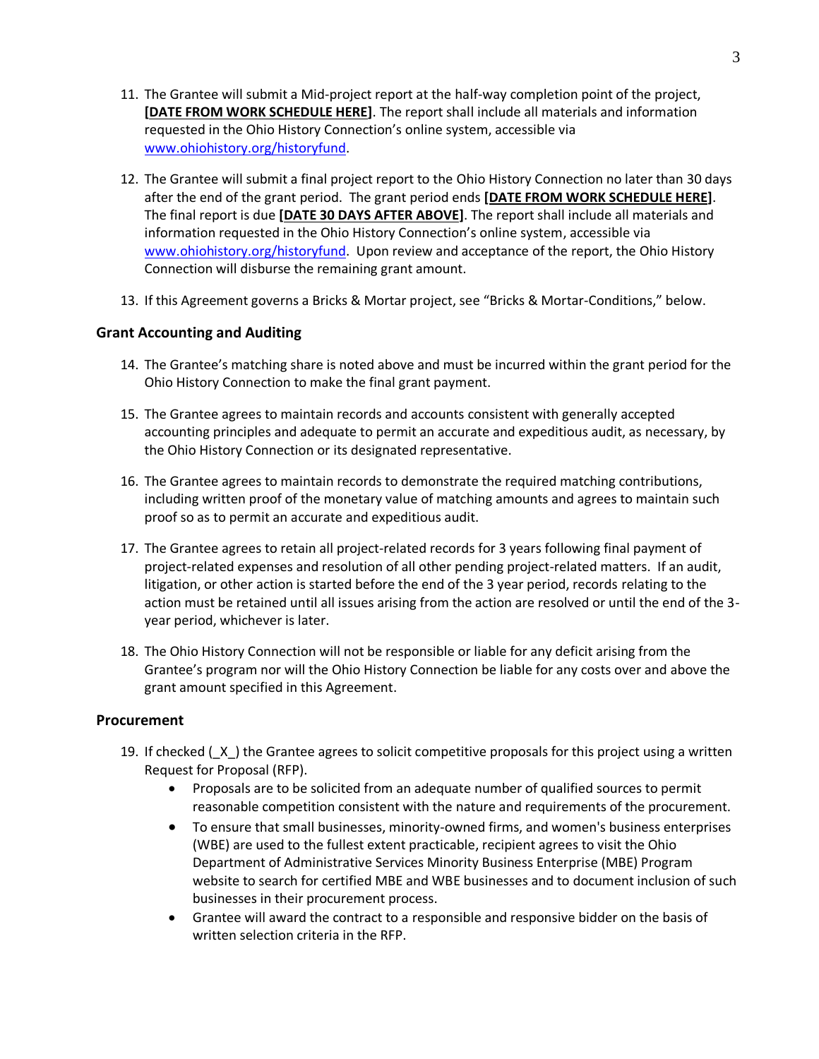11. The Grantee will submit a Mid-project report at the half-way completion point of the project, **[DATE FROM WORK SCHEDULE HERE]**. The report shall include all materials and information requested in the Ohio History Connection's online system, accessible via www.ohiohistory.org/historyfund.

12. The Grantee will submit a final project report to the Ohio History Connection no later than 30 days after the end of the grant period. The grant period ends **[DATE FROM WORK SCHEDULE HERE]**. The final report is due **[DATE 30 DAYS AFTER ABOVE]**. The report shall include all materials and information requested in the Ohio History Connection's online system, accessible via www.ohiohistory.org/historyfund. Upon review and acceptance of the report, the Ohio History Connection will disburse the remaining grant amount.

13. If this Agreement governs a Bricks & Mortar project, see "Bricks & Mortar-Conditions," below.

### Grant Accounting and Auditing

14. The Grantee's matching share is noted above and must be incurred within the grant period for the Ohio History Connection to make the final grant payment.

15. The Grantee agrees to maintain records and accounts consistent with generally accepted accounting principles and adequate to permit an accurate and expeditious audit, as necessary, by the Ohio History Connection or its designated representative.

16. The Grantee agrees to maintain records to demonstrate the required matching contributions, including written proof of the monetary value of matching amounts and agrees to maintain such proof so as to permit an accurate and expeditious audit.

17. The Grantee agrees to retain all project-related records for 3 years following final payment of project-related expenses and resolution of all other pending project-related matters. If an audit, litigation, or other action is started before the end of the 3 year period, records relating to the action must be retained until all issues arising from the action are resolved or until the end of the 3-year period, whichever is later.

18. The Ohio History Connection will not be responsible or liable for any deficit arising from the Grantee's program nor will the Ohio History Connection be liable for any costs over and above the grant amount specified in this Agreement.

### Procurement

19. If checked (_X_) the Grantee agrees to solicit competitive proposals for this project using a written Request for Proposal (RFP).
    - Proposals are to be solicited from an adequate number of qualified sources to permit reasonable competition consistent with the nature and requirements of the procurement.
    - To ensure that small businesses, minority-owned firms, and women's business enterprises (WBE) are used to the fullest extent practicable, recipient agrees to visit the Ohio Department of Administrative Services Minority Business Enterprise (MBE) Program website to search for certified MBE and WBE businesses and to document inclusion of such businesses in their procurement process.
    - Grantee will award the contract to a responsible and responsive bidder on the basis of written selection criteria in the RFP.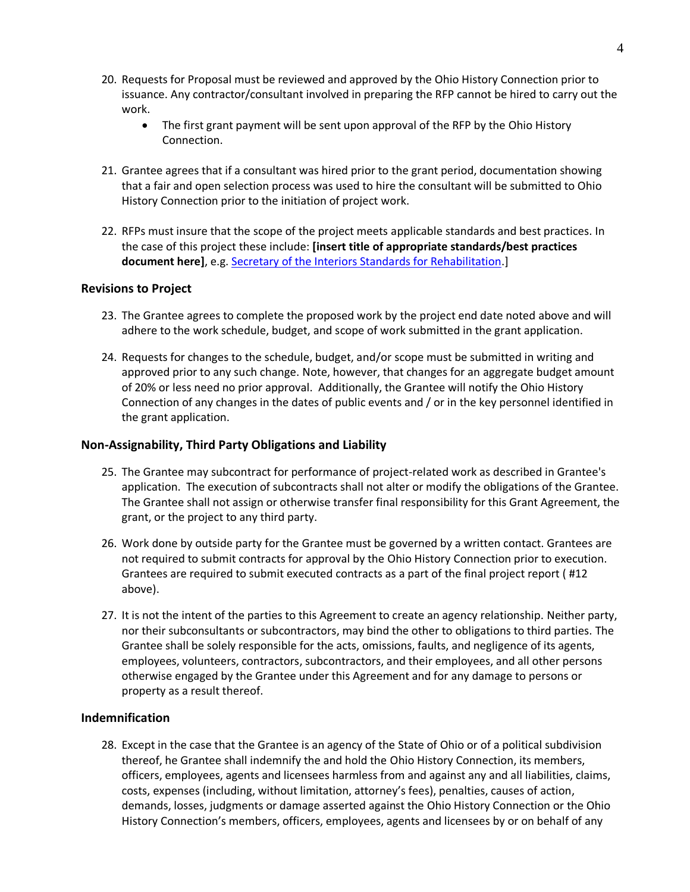20. Requests for Proposal must be reviewed and approved by the Ohio History Connection prior to issuance. Any contractor/consultant involved in preparing the RFP cannot be hired to carry out the work.
    - The first grant payment will be sent upon approval of the RFP by the Ohio History Connection.

21. Grantee agrees that if a consultant was hired prior to the grant period, documentation showing that a fair and open selection process was used to hire the consultant will be submitted to Ohio History Connection prior to the initiation of project work.

22. RFPs must insure that the scope of the project meets applicable standards and best practices. In the case of this project these include: **[insert title of appropriate standards/best practices document here]**, e.g. Secretary of the Interiors Standards for Rehabilitation.]

### Revisions to Project

23. The Grantee agrees to complete the proposed work by the project end date noted above and will adhere to the work schedule, budget, and scope of work submitted in the grant application.

24. Requests for changes to the schedule, budget, and/or scope must be submitted in writing and approved prior to any such change. Note, however, that changes for an aggregate budget amount of 20% or less need no prior approval. Additionally, the Grantee will notify the Ohio History Connection of any changes in the dates of public events and / or in the key personnel identified in the grant application.

### Non-Assignability, Third Party Obligations and Liability

25. The Grantee may subcontract for performance of project-related work as described in Grantee's application. The execution of subcontracts shall not alter or modify the obligations of the Grantee. The Grantee shall not assign or otherwise transfer final responsibility for this Grant Agreement, the grant, or the project to any third party.

26. Work done by outside party for the Grantee must be governed by a written contact. Grantees are not required to submit contracts for approval by the Ohio History Connection prior to execution. Grantees are required to submit executed contracts as a part of the final project report ( #12 above).

27. It is not the intent of the parties to this Agreement to create an agency relationship. Neither party, nor their subconsultants or subcontractors, may bind the other to obligations to third parties. The Grantee shall be solely responsible for the acts, omissions, faults, and negligence of its agents, employees, volunteers, contractors, subcontractors, and their employees, and all other persons otherwise engaged by the Grantee under this Agreement and for any damage to persons or property as a result thereof.

### Indemnification

28. Except in the case that the Grantee is an agency of the State of Ohio or of a political subdivision thereof, he Grantee shall indemnify the and hold the Ohio History Connection, its members, officers, employees, agents and licensees harmless from and against any and all liabilities, claims, costs, expenses (including, without limitation, attorney's fees), penalties, causes of action, demands, losses, judgments or damage asserted against the Ohio History Connection or the Ohio History Connection's members, officers, employees, agents and licensees by or on behalf of any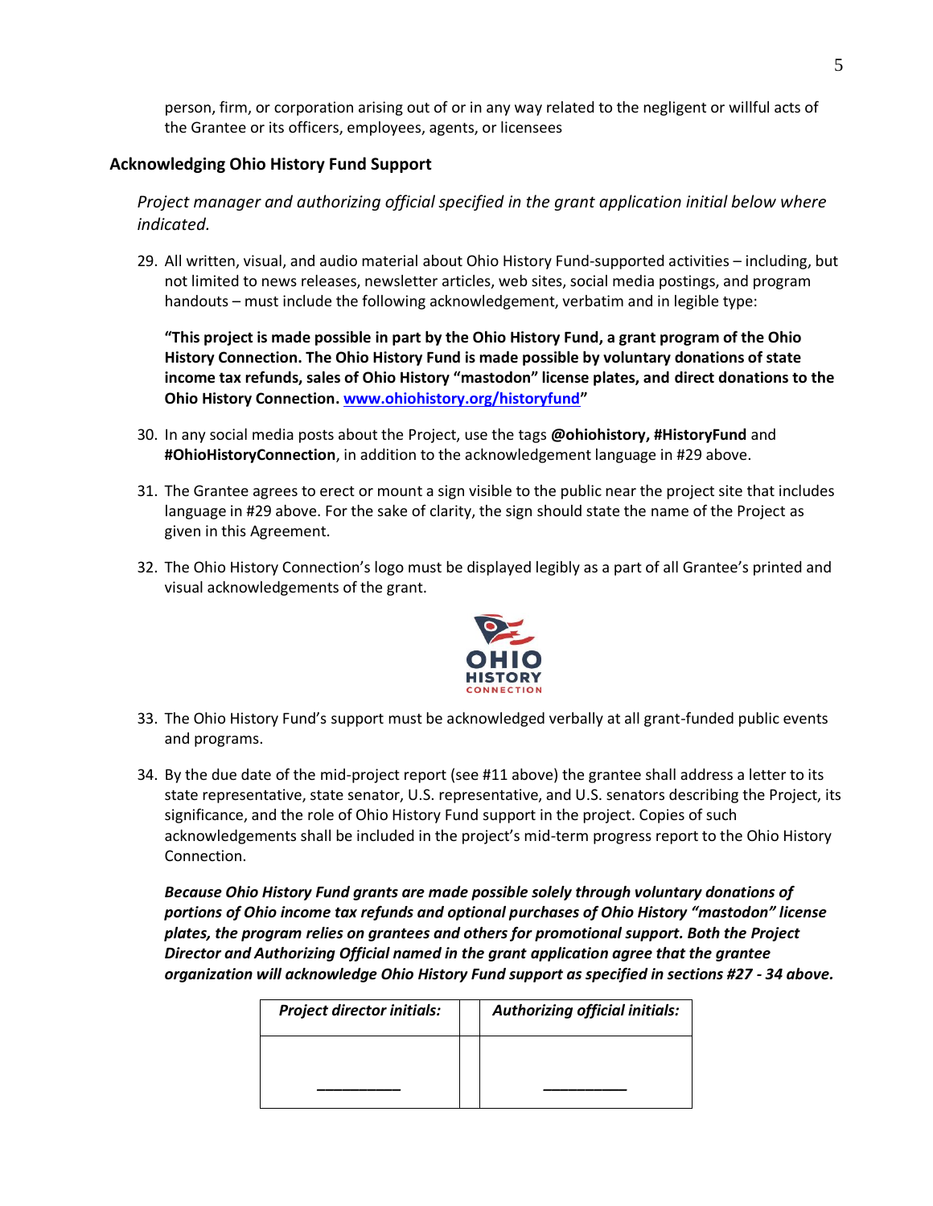person, firm, or corporation arising out of or in any way related to the negligent or willful acts of the Grantee or its officers, employees, agents, or licensees

### Acknowledging Ohio History Fund Support

*Project manager and authorizing official specified in the grant application initial below where indicated.*

29. All written, visual, and audio material about Ohio History Fund-supported activities – including, but not limited to news releases, newsletter articles, web sites, social media postings, and program handouts – must include the following acknowledgement, verbatim and in legible type:

    **"This project is made possible in part by the Ohio History Fund, a grant program of the Ohio History Connection. The Ohio History Fund is made possible by voluntary donations of state income tax refunds, sales of Ohio History "mastodon" license plates, and direct donations to the Ohio History Connection. www.ohiohistory.org/historyfund"**

30. In any social media posts about the Project, use the tags **@ohiohistory, #HistoryFund** and **#OhioHistoryConnection**, in addition to the acknowledgement language in #29 above.
31. The Grantee agrees to erect or mount a sign visible to the public near the project site that includes language in #29 above. For the sake of clarity, the sign should state the name of the Project as given in this Agreement.
32. The Ohio History Connection's logo must be displayed legibly as a part of all Grantee's printed and visual acknowledgements of the grant.
33. The Ohio History Fund's support must be acknowledged verbally at all grant-funded public events and programs.
34. By the due date of the mid-project report (see #11 above) the grantee shall address a letter to its state representative, state senator, U.S. representative, and U.S. senators describing the Project, its significance, and the role of Ohio History Fund support in the project. Copies of such acknowledgements shall be included in the project's mid-term progress report to the Ohio History Connection.

    ***Because Ohio History Fund grants are made possible solely through voluntary donations of portions of Ohio income tax refunds and optional purchases of Ohio History "mastodon" license plates, the program relies on grantees and others for promotional support. Both the Project Director and Authorizing Official named in the grant application agree that the grantee organization will acknowledge Ohio History Fund support as specified in sections #27 - 34 above.***

| ***Project director initials:*** | | ***Authorizing official initials:*** |
|---|---|---|
| __________ | | __________ |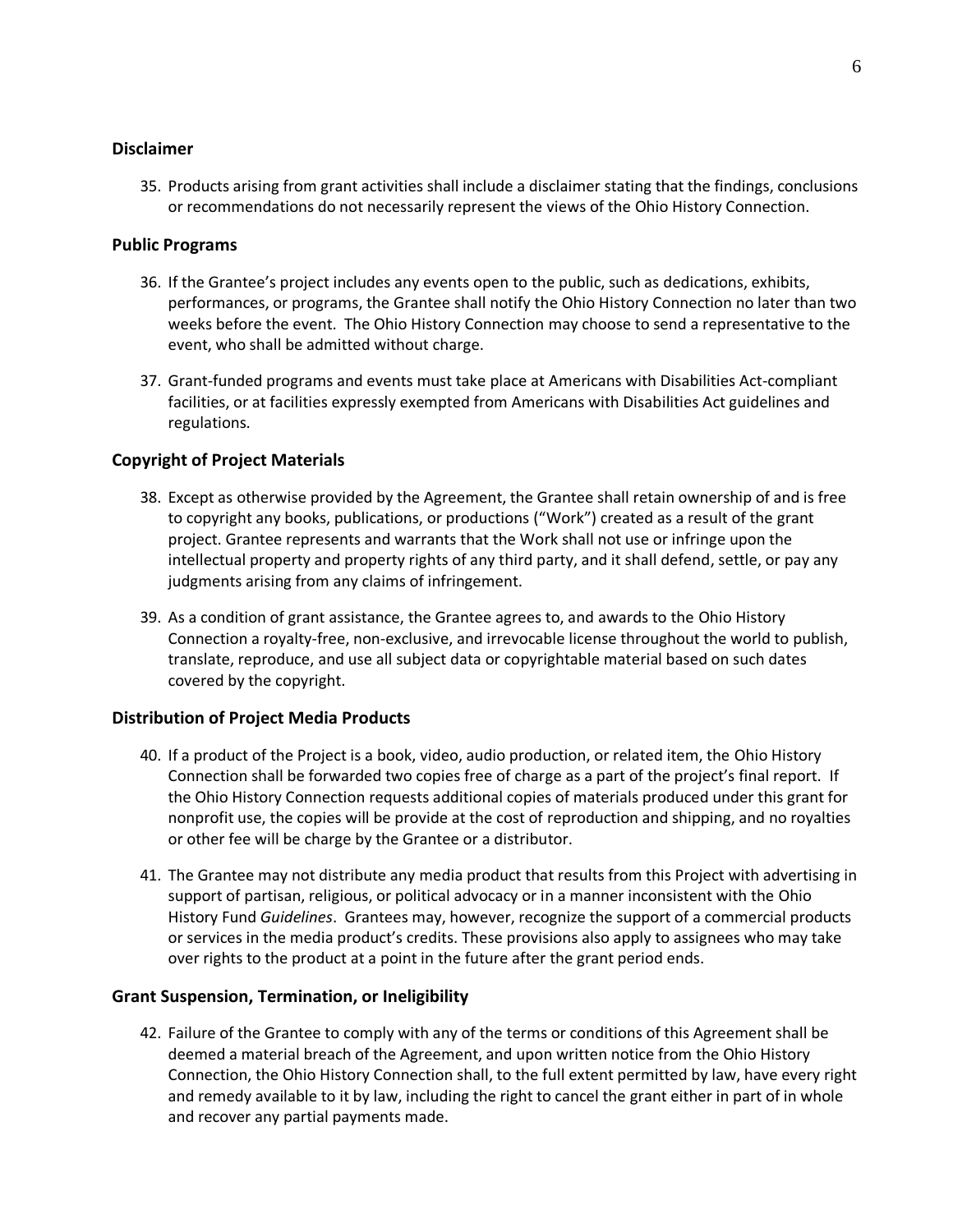## Disclaimer

35. Products arising from grant activities shall include a disclaimer stating that the findings, conclusions or recommendations do not necessarily represent the views of the Ohio History Connection.

## Public Programs

36. If the Grantee's project includes any events open to the public, such as dedications, exhibits, performances, or programs, the Grantee shall notify the Ohio History Connection no later than two weeks before the event. The Ohio History Connection may choose to send a representative to the event, who shall be admitted without charge.

37. Grant-funded programs and events must take place at Americans with Disabilities Act-compliant facilities, or at facilities expressly exempted from Americans with Disabilities Act guidelines and regulations.

## Copyright of Project Materials

38. Except as otherwise provided by the Agreement, the Grantee shall retain ownership of and is free to copyright any books, publications, or productions ("Work") created as a result of the grant project. Grantee represents and warrants that the Work shall not use or infringe upon the intellectual property and property rights of any third party, and it shall defend, settle, or pay any judgments arising from any claims of infringement.

39. As a condition of grant assistance, the Grantee agrees to, and awards to the Ohio History Connection a royalty-free, non-exclusive, and irrevocable license throughout the world to publish, translate, reproduce, and use all subject data or copyrightable material based on such dates covered by the copyright.

## Distribution of Project Media Products

40. If a product of the Project is a book, video, audio production, or related item, the Ohio History Connection shall be forwarded two copies free of charge as a part of the project's final report. If the Ohio History Connection requests additional copies of materials produced under this grant for nonprofit use, the copies will be provide at the cost of reproduction and shipping, and no royalties or other fee will be charge by the Grantee or a distributor.

41. The Grantee may not distribute any media product that results from this Project with advertising in support of partisan, religious, or political advocacy or in a manner inconsistent with the Ohio History Fund *Guidelines*. Grantees may, however, recognize the support of a commercial products or services in the media product's credits. These provisions also apply to assignees who may take over rights to the product at a point in the future after the grant period ends.

## Grant Suspension, Termination, or Ineligibility

42. Failure of the Grantee to comply with any of the terms or conditions of this Agreement shall be deemed a material breach of the Agreement, and upon written notice from the Ohio History Connection, the Ohio History Connection shall, to the full extent permitted by law, have every right and remedy available to it by law, including the right to cancel the grant either in part of in whole and recover any partial payments made.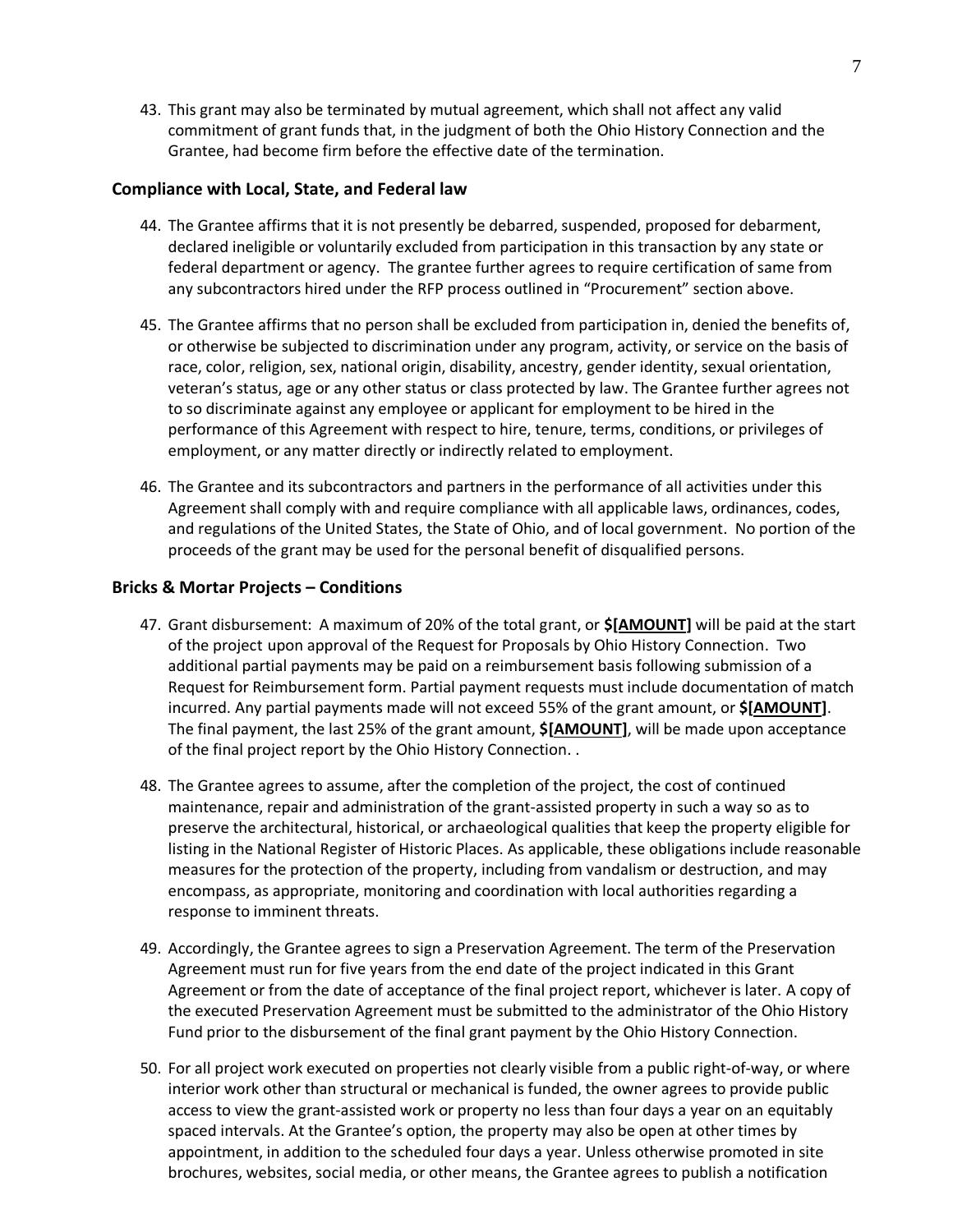43. This grant may also be terminated by mutual agreement, which shall not affect any valid commitment of grant funds that, in the judgment of both the Ohio History Connection and the Grantee, had become firm before the effective date of the termination.

### Compliance with Local, State, and Federal law

44. The Grantee affirms that it is not presently be debarred, suspended, proposed for debarment, declared ineligible or voluntarily excluded from participation in this transaction by any state or federal department or agency. The grantee further agrees to require certification of same from any subcontractors hired under the RFP process outlined in "Procurement" section above.

45. The Grantee affirms that no person shall be excluded from participation in, denied the benefits of, or otherwise be subjected to discrimination under any program, activity, or service on the basis of race, color, religion, sex, national origin, disability, ancestry, gender identity, sexual orientation, veteran's status, age or any other status or class protected by law. The Grantee further agrees not to so discriminate against any employee or applicant for employment to be hired in the performance of this Agreement with respect to hire, tenure, terms, conditions, or privileges of employment, or any matter directly or indirectly related to employment.

46. The Grantee and its subcontractors and partners in the performance of all activities under this Agreement shall comply with and require compliance with all applicable laws, ordinances, codes, and regulations of the United States, the State of Ohio, and of local government. No portion of the proceeds of the grant may be used for the personal benefit of disqualified persons.

### Bricks & Mortar Projects – Conditions

47. Grant disbursement: A maximum of 20% of the total grant, or **$[AMOUNT]** will be paid at the start of the project upon approval of the Request for Proposals by Ohio History Connection. Two additional partial payments may be paid on a reimbursement basis following submission of a Request for Reimbursement form. Partial payment requests must include documentation of match incurred. Any partial payments made will not exceed 55% of the grant amount, or **$[AMOUNT]**. The final payment, the last 25% of the grant amount, **$[AMOUNT]**, will be made upon acceptance of the final project report by the Ohio History Connection. .

48. The Grantee agrees to assume, after the completion of the project, the cost of continued maintenance, repair and administration of the grant-assisted property in such a way so as to preserve the architectural, historical, or archaeological qualities that keep the property eligible for listing in the National Register of Historic Places. As applicable, these obligations include reasonable measures for the protection of the property, including from vandalism or destruction, and may encompass, as appropriate, monitoring and coordination with local authorities regarding a response to imminent threats.

49. Accordingly, the Grantee agrees to sign a Preservation Agreement. The term of the Preservation Agreement must run for five years from the end date of the project indicated in this Grant Agreement or from the date of acceptance of the final project report, whichever is later. A copy of the executed Preservation Agreement must be submitted to the administrator of the Ohio History Fund prior to the disbursement of the final grant payment by the Ohio History Connection.

50. For all project work executed on properties not clearly visible from a public right-of-way, or where interior work other than structural or mechanical is funded, the owner agrees to provide public access to view the grant-assisted work or property no less than four days a year on an equitably spaced intervals. At the Grantee's option, the property may also be open at other times by appointment, in addition to the scheduled four days a year. Unless otherwise promoted in site brochures, websites, social media, or other means, the Grantee agrees to publish a notification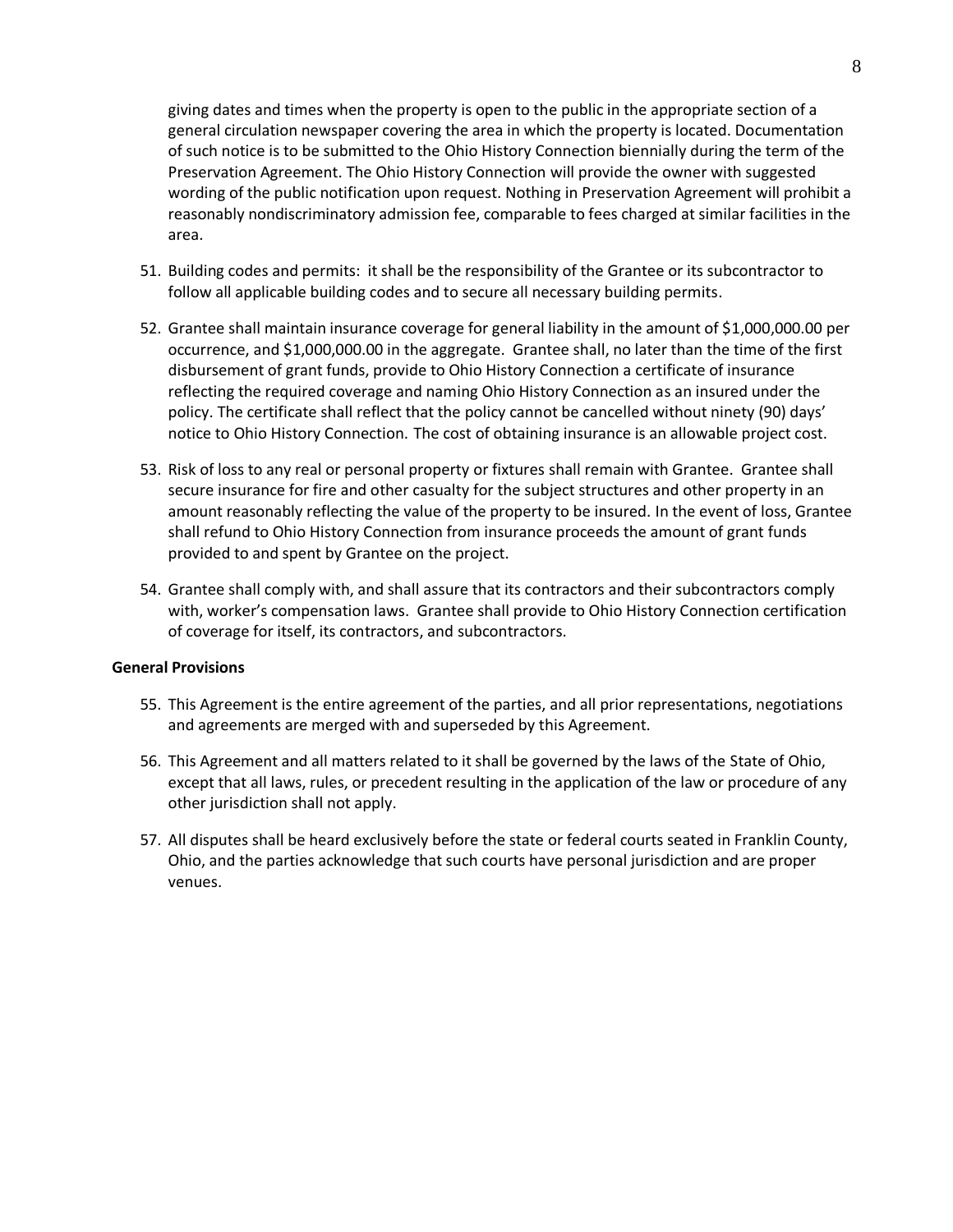giving dates and times when the property is open to the public in the appropriate section of a general circulation newspaper covering the area in which the property is located. Documentation of such notice is to be submitted to the Ohio History Connection biennially during the term of the Preservation Agreement. The Ohio History Connection will provide the owner with suggested wording of the public notification upon request. Nothing in Preservation Agreement will prohibit a reasonably nondiscriminatory admission fee, comparable to fees charged at similar facilities in the area.

51. Building codes and permits: it shall be the responsibility of the Grantee or its subcontractor to follow all applicable building codes and to secure all necessary building permits.

52. Grantee shall maintain insurance coverage for general liability in the amount of $1,000,000.00 per occurrence, and $1,000,000.00 in the aggregate. Grantee shall, no later than the time of the first disbursement of grant funds, provide to Ohio History Connection a certificate of insurance reflecting the required coverage and naming Ohio History Connection as an insured under the policy. The certificate shall reflect that the policy cannot be cancelled without ninety (90) days' notice to Ohio History Connection. The cost of obtaining insurance is an allowable project cost.

53. Risk of loss to any real or personal property or fixtures shall remain with Grantee. Grantee shall secure insurance for fire and other casualty for the subject structures and other property in an amount reasonably reflecting the value of the property to be insured. In the event of loss, Grantee shall refund to Ohio History Connection from insurance proceeds the amount of grant funds provided to and spent by Grantee on the project.

54. Grantee shall comply with, and shall assure that its contractors and their subcontractors comply with, worker's compensation laws. Grantee shall provide to Ohio History Connection certification of coverage for itself, its contractors, and subcontractors.

**General Provisions**

55. This Agreement is the entire agreement of the parties, and all prior representations, negotiations and agreements are merged with and superseded by this Agreement.

56. This Agreement and all matters related to it shall be governed by the laws of the State of Ohio, except that all laws, rules, or precedent resulting in the application of the law or procedure of any other jurisdiction shall not apply.

57. All disputes shall be heard exclusively before the state or federal courts seated in Franklin County, Ohio, and the parties acknowledge that such courts have personal jurisdiction and are proper venues.